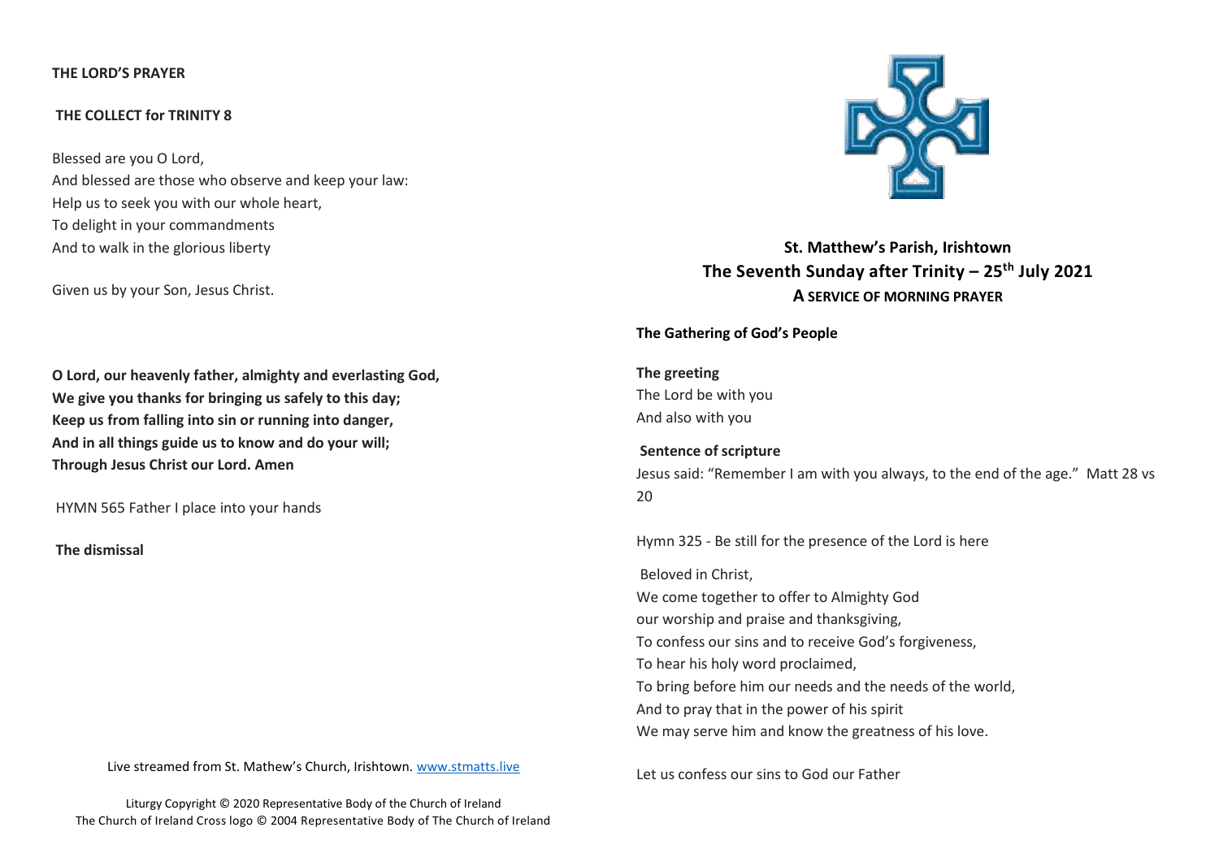**THE LORD'S PRAYER**

**THE COLLECT for TRINITY 8**

Blessed are you O Lord,
And blessed are those who observe and keep your law:
Help us to seek you with our whole heart,
To delight in your commandments
And to walk in the glorious liberty

Given us by your Son, Jesus Christ.

**O Lord, our heavenly father, almighty and everlasting God,**
**We give you thanks for bringing us safely to this day;**
**Keep us from falling into sin or running into danger,**
**And in all things guide us to know and do your will;**
**Through Jesus Christ our Lord. Amen**

HYMN 565 Father I place into your hands

**The dismissal**

Live streamed from St. Mathew's Church, Irishtown. [www.stmatts.live](http://www.stmatts.live)

Liturgy Copyright © 2020 Representative Body of the Church of Ireland
The Church of Ireland Cross logo © 2004 Representative Body of The Church of Ireland

## St. Matthew's Parish, Irishtown
## The Seventh Sunday after Trinity – 25th July 2021
### A SERVICE OF MORNING PRAYER

**The Gathering of God's People**

**The greeting**
The Lord be with you
And also with you

**Sentence of scripture**
Jesus said: "Remember I am with you always, to the end of the age." Matt 28 vs 20

Hymn 325 - Be still for the presence of the Lord is here

Beloved in Christ,
We come together to offer to Almighty God
our worship and praise and thanksgiving,
To confess our sins and to receive God's forgiveness,
To hear his holy word proclaimed,
To bring before him our needs and the needs of the world,
And to pray that in the power of his spirit
We may serve him and know the greatness of his love.

Let us confess our sins to God our Father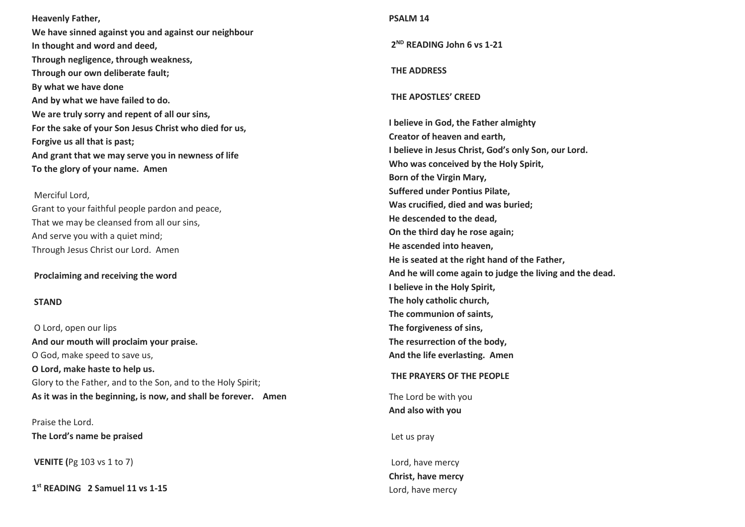**Heavenly Father,**
**We have sinned against you and against our neighbour**
**In thought and word and deed,**
**Through negligence, through weakness,**
**Through our own deliberate fault;**
**By what we have done**
**And by what we have failed to do.**
**We are truly sorry and repent of all our sins,**
**For the sake of your Son Jesus Christ who died for us,**
**Forgive us all that is past;**
**And grant that we may serve you in newness of life**
**To the glory of your name. Amen**

Merciful Lord,
Grant to your faithful people pardon and peace,
That we may be cleansed from all our sins,
And serve you with a quiet mind;
Through Jesus Christ our Lord. Amen

**Proclaiming and receiving the word**

**STAND**

O Lord, open our lips
**And our mouth will proclaim your praise.**
O God, make speed to save us,
**O Lord, make haste to help us.**
Glory to the Father, and to the Son, and to the Holy Spirit;
**As it was in the beginning, is now, and shall be forever. Amen**

Praise the Lord.
**The Lord's name be praised**

**VENITE (**Pg 103 vs 1 to 7)

**1st READING 2 Samuel 11 vs 1-15**

**PSALM 14**

**2ND READING John 6 vs 1-21**

**THE ADDRESS**

**THE APOSTLES' CREED**

**I believe in God, the Father almighty**
**Creator of heaven and earth,**
**I believe in Jesus Christ, God's only Son, our Lord.**
**Who was conceived by the Holy Spirit,**
**Born of the Virgin Mary,**
**Suffered under Pontius Pilate,**
**Was crucified, died and was buried;**
**He descended to the dead,**
**On the third day he rose again;**
**He ascended into heaven,**
**He is seated at the right hand of the Father,**
**And he will come again to judge the living and the dead.**
**I believe in the Holy Spirit,**
**The holy catholic church,**
**The communion of saints,**
**The forgiveness of sins,**
**The resurrection of the body,**
**And the life everlasting. Amen**

**THE PRAYERS OF THE PEOPLE**

The Lord be with you
**And also with you**

Let us pray

Lord, have mercy
**Christ, have mercy**
Lord, have mercy